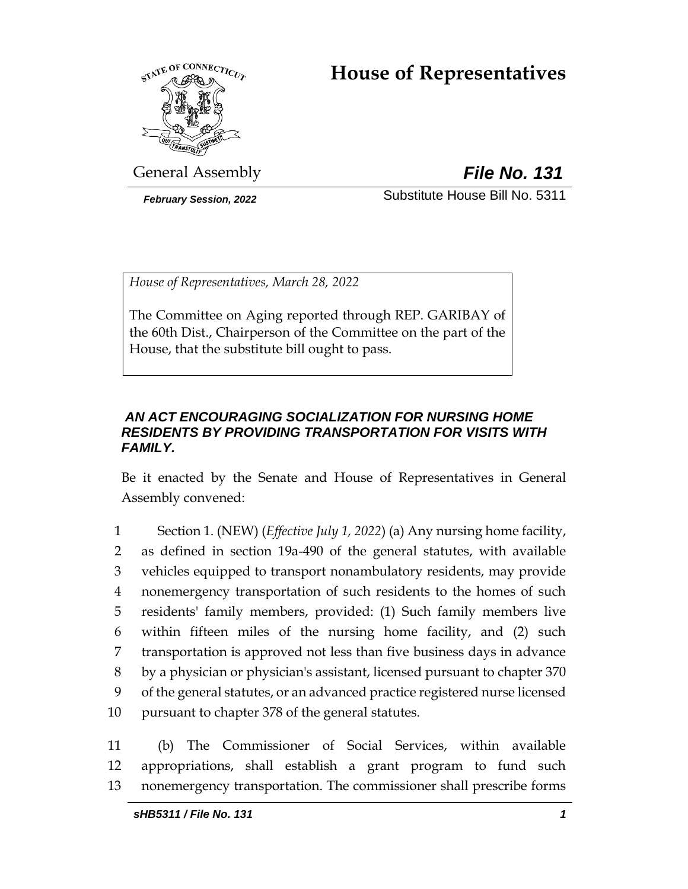# House of Representatives

General Assembly

***File No. 131***

***February Session, 2022***

Substitute House Bill No. 5311

*House of Representatives, March 28, 2022*

The Committee on Aging reported through REP. GARIBAY of the 60th Dist., Chairperson of the Committee on the part of the House, that the substitute bill ought to pass.

***AN ACT ENCOURAGING SOCIALIZATION FOR NURSING HOME RESIDENTS BY PROVIDING TRANSPORTATION FOR VISITS WITH FAMILY.***

Be it enacted by the Senate and House of Representatives in General Assembly convened:

1 Section 1. (NEW) (*Effective July 1, 2022*) (a) Any nursing home facility,
2 as defined in section 19a-490 of the general statutes, with available
3 vehicles equipped to transport nonambulatory residents, may provide
4 nonemergency transportation of such residents to the homes of such
5 residents' family members, provided: (1) Such family members live
6 within fifteen miles of the nursing home facility, and (2) such
7 transportation is approved not less than five business days in advance
8 by a physician or physician's assistant, licensed pursuant to chapter 370
9 of the general statutes, or an advanced practice registered nurse licensed
10 pursuant to chapter 378 of the general statutes.

11 (b) The Commissioner of Social Services, within available
12 appropriations, shall establish a grant program to fund such
13 nonemergency transportation. The commissioner shall prescribe forms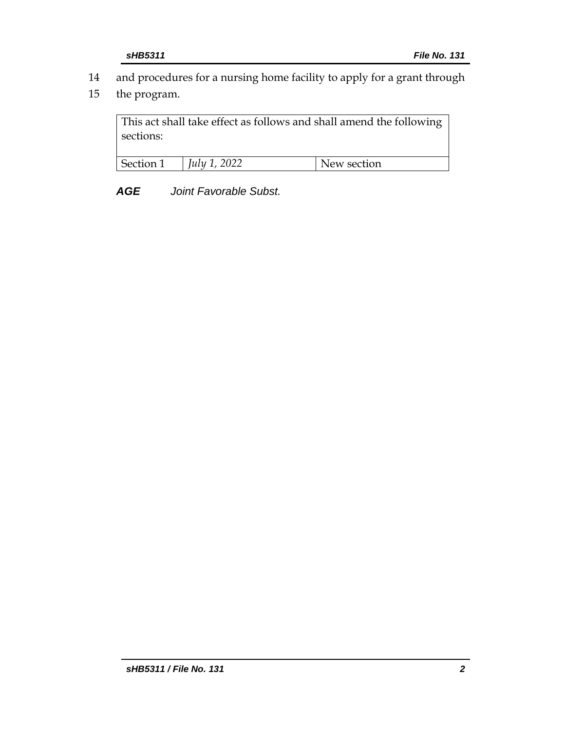14 and procedures for a nursing home facility to apply for a grant through
15 the program.

| This act shall take effect as follows and shall amend the following sections: | | |
|---|---|---|
| Section 1 | *July 1, 2022* | New section |

***AGE*** *Joint Favorable Subst.*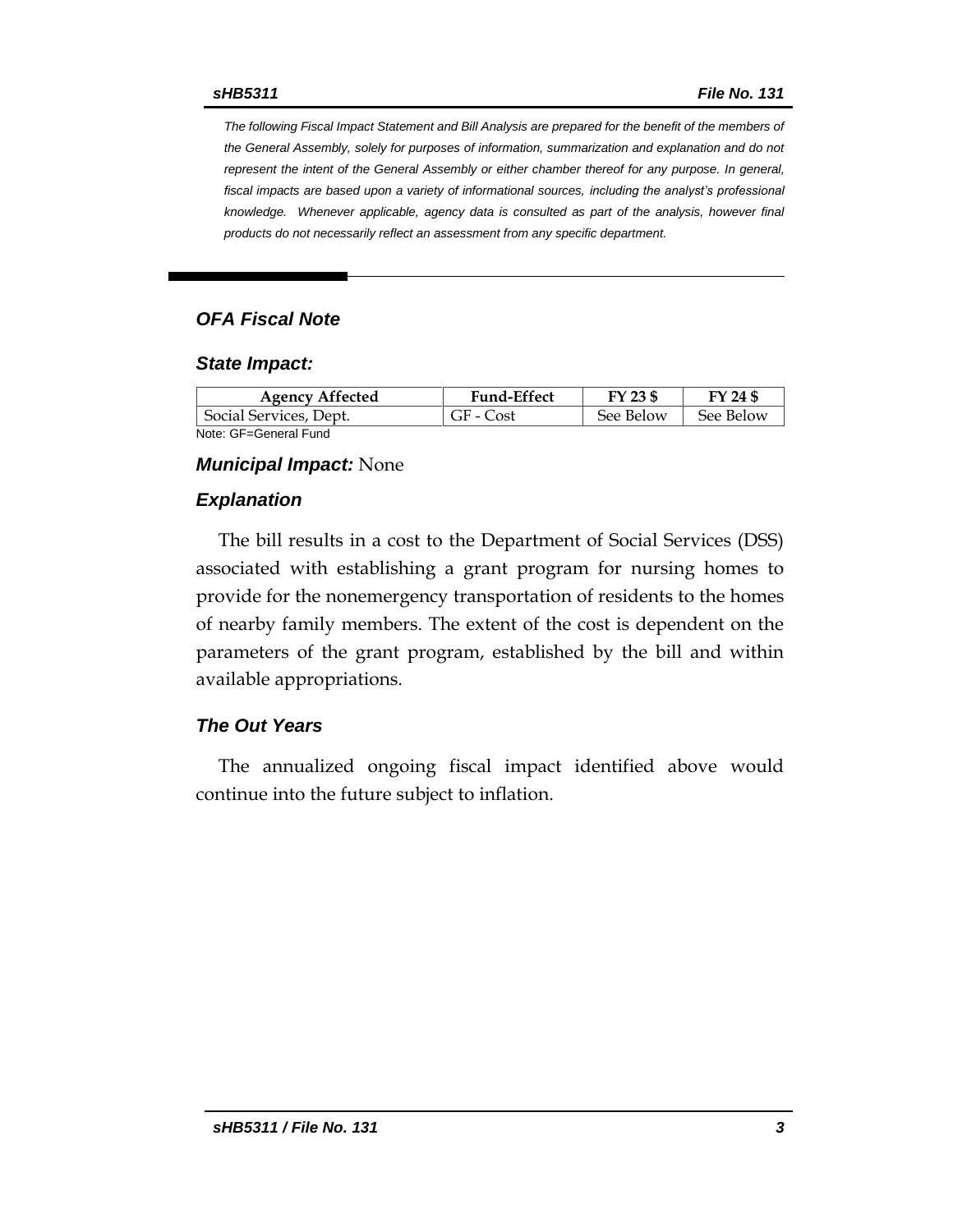*The following Fiscal Impact Statement and Bill Analysis are prepared for the benefit of the members of the General Assembly, solely for purposes of information, summarization and explanation and do not represent the intent of the General Assembly or either chamber thereof for any purpose. In general, fiscal impacts are based upon a variety of informational sources, including the analyst's professional knowledge. Whenever applicable, agency data is consulted as part of the analysis, however final products do not necessarily reflect an assessment from any specific department.*

## *OFA Fiscal Note*

### *State Impact:*

| Agency Affected | Fund-Effect | FY 23 $ | FY 24 $ |
|---|---|---|---|
| Social Services, Dept. | GF - Cost | See Below | See Below |

Note: GF=General Fund

### *Municipal Impact:* None

### *Explanation*

The bill results in a cost to the Department of Social Services (DSS) associated with establishing a grant program for nursing homes to provide for the nonemergency transportation of residents to the homes of nearby family members. The extent of the cost is dependent on the parameters of the grant program, established by the bill and within available appropriations.

### *The Out Years*

The annualized ongoing fiscal impact identified above would continue into the future subject to inflation.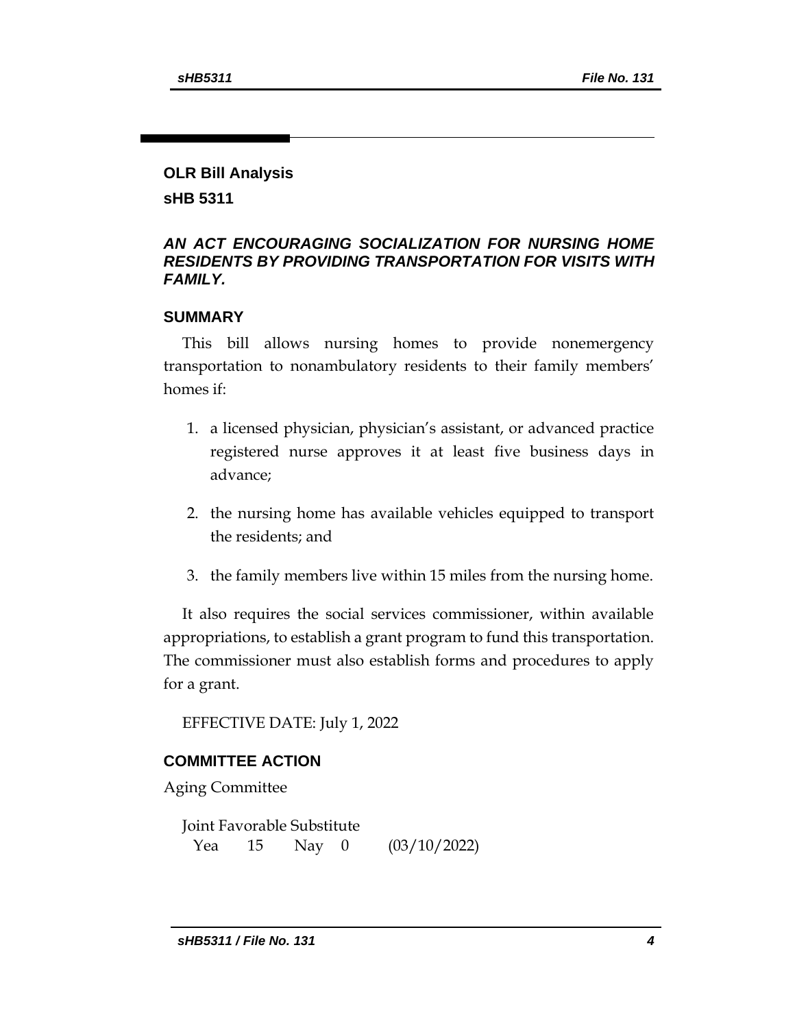## OLR Bill Analysis

## sHB 5311

### *AN ACT ENCOURAGING SOCIALIZATION FOR NURSING HOME RESIDENTS BY PROVIDING TRANSPORTATION FOR VISITS WITH FAMILY.*

### SUMMARY

This bill allows nursing homes to provide nonemergency transportation to nonambulatory residents to their family members' homes if:

1. a licensed physician, physician's assistant, or advanced practice registered nurse approves it at least five business days in advance;
2. the nursing home has available vehicles equipped to transport the residents; and
3. the family members live within 15 miles from the nursing home.

It also requires the social services commissioner, within available appropriations, to establish a grant program to fund this transportation. The commissioner must also establish forms and procedures to apply for a grant.

EFFECTIVE DATE: July 1, 2022

### COMMITTEE ACTION

Aging Committee

| | | | | |
|---|---|---|---|---|
| Joint Favorable Substitute | | | | |
| Yea | 15 | Nay | 0 | (03/10/2022) |